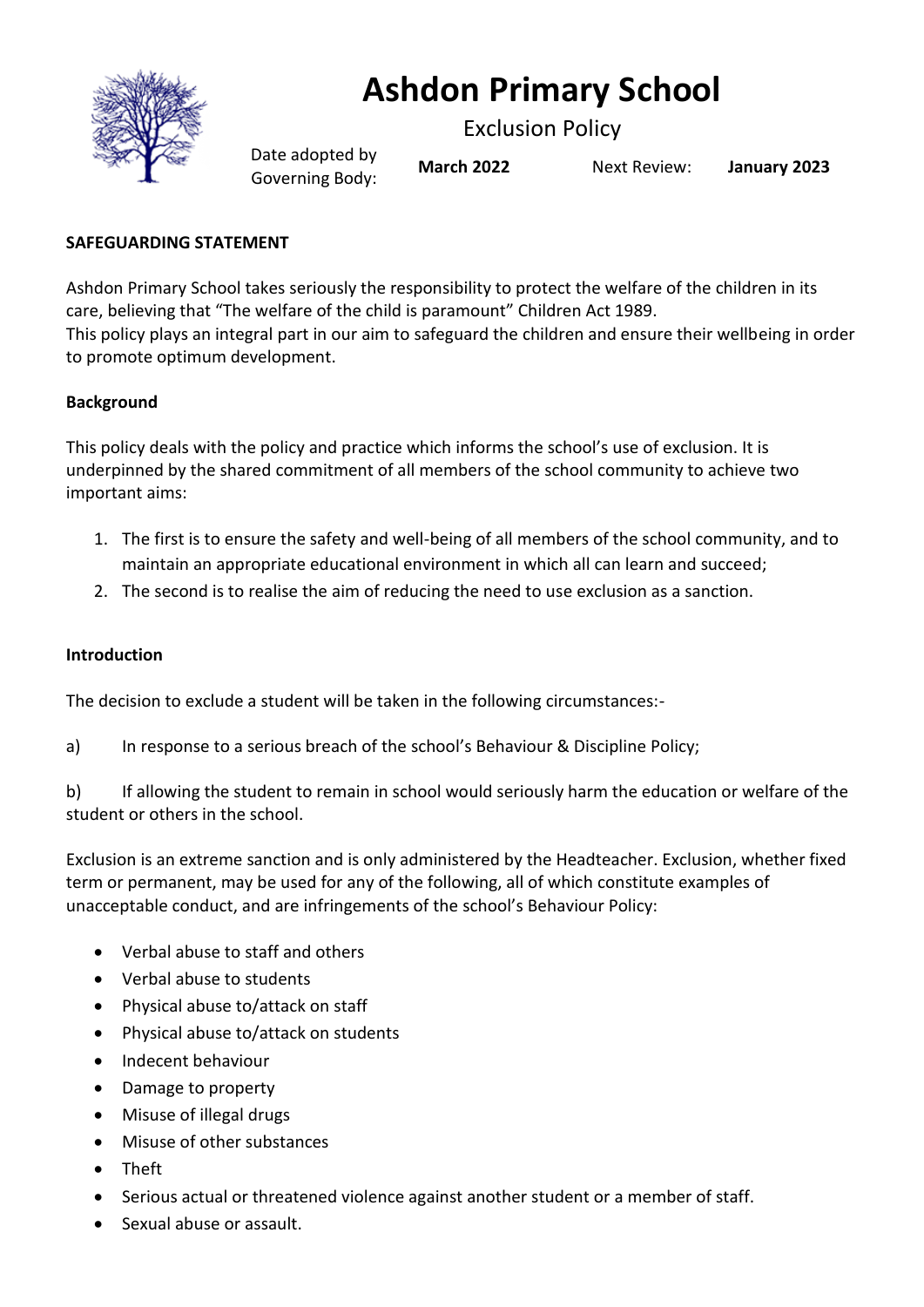# Ashdon Primary School

## Exclusion Policy

| Date adopted by Governing Body: | **March 2022** | Next Review: | **January 2023** |
|---|---|---|---|

**SAFEGUARDING STATEMENT**

Ashdon Primary School takes seriously the responsibility to protect the welfare of the children in its care, believing that "The welfare of the child is paramount" Children Act 1989.
This policy plays an integral part in our aim to safeguard the children and ensure their wellbeing in order to promote optimum development.

**Background**

This policy deals with the policy and practice which informs the school's use of exclusion. It is underpinned by the shared commitment of all members of the school community to achieve two important aims:

1. The first is to ensure the safety and well-being of all members of the school community, and to maintain an appropriate educational environment in which all can learn and succeed;
2. The second is to realise the aim of reducing the need to use exclusion as a sanction.

**Introduction**

The decision to exclude a student will be taken in the following circumstances:-

a) In response to a serious breach of the school's Behaviour & Discipline Policy;

b) If allowing the student to remain in school would seriously harm the education or welfare of the student or others in the school.

Exclusion is an extreme sanction and is only administered by the Headteacher. Exclusion, whether fixed term or permanent, may be used for any of the following, all of which constitute examples of unacceptable conduct, and are infringements of the school's Behaviour Policy:

- Verbal abuse to staff and others
- Verbal abuse to students
- Physical abuse to/attack on staff
- Physical abuse to/attack on students
- Indecent behaviour
- Damage to property
- Misuse of illegal drugs
- Misuse of other substances
- Theft
- Serious actual or threatened violence against another student or a member of staff.
- Sexual abuse or assault.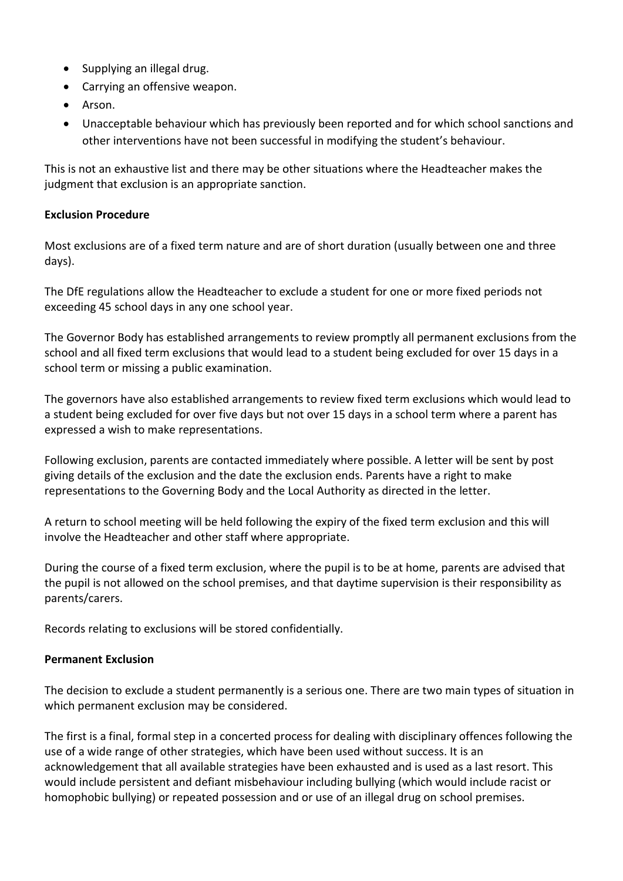- Supplying an illegal drug.
- Carrying an offensive weapon.
- Arson.
- Unacceptable behaviour which has previously been reported and for which school sanctions and other interventions have not been successful in modifying the student's behaviour.

This is not an exhaustive list and there may be other situations where the Headteacher makes the judgment that exclusion is an appropriate sanction.

**Exclusion Procedure**

Most exclusions are of a fixed term nature and are of short duration (usually between one and three days).

The DfE regulations allow the Headteacher to exclude a student for one or more fixed periods not exceeding 45 school days in any one school year.

The Governor Body has established arrangements to review promptly all permanent exclusions from the school and all fixed term exclusions that would lead to a student being excluded for over 15 days in a school term or missing a public examination.

The governors have also established arrangements to review fixed term exclusions which would lead to a student being excluded for over five days but not over 15 days in a school term where a parent has expressed a wish to make representations.

Following exclusion, parents are contacted immediately where possible. A letter will be sent by post giving details of the exclusion and the date the exclusion ends. Parents have a right to make representations to the Governing Body and the Local Authority as directed in the letter.

A return to school meeting will be held following the expiry of the fixed term exclusion and this will involve the Headteacher and other staff where appropriate.

During the course of a fixed term exclusion, where the pupil is to be at home, parents are advised that the pupil is not allowed on the school premises, and that daytime supervision is their responsibility as parents/carers.

Records relating to exclusions will be stored confidentially.

**Permanent Exclusion**

The decision to exclude a student permanently is a serious one. There are two main types of situation in which permanent exclusion may be considered.

The first is a final, formal step in a concerted process for dealing with disciplinary offences following the use of a wide range of other strategies, which have been used without success. It is an acknowledgement that all available strategies have been exhausted and is used as a last resort. This would include persistent and defiant misbehaviour including bullying (which would include racist or homophobic bullying) or repeated possession and or use of an illegal drug on school premises.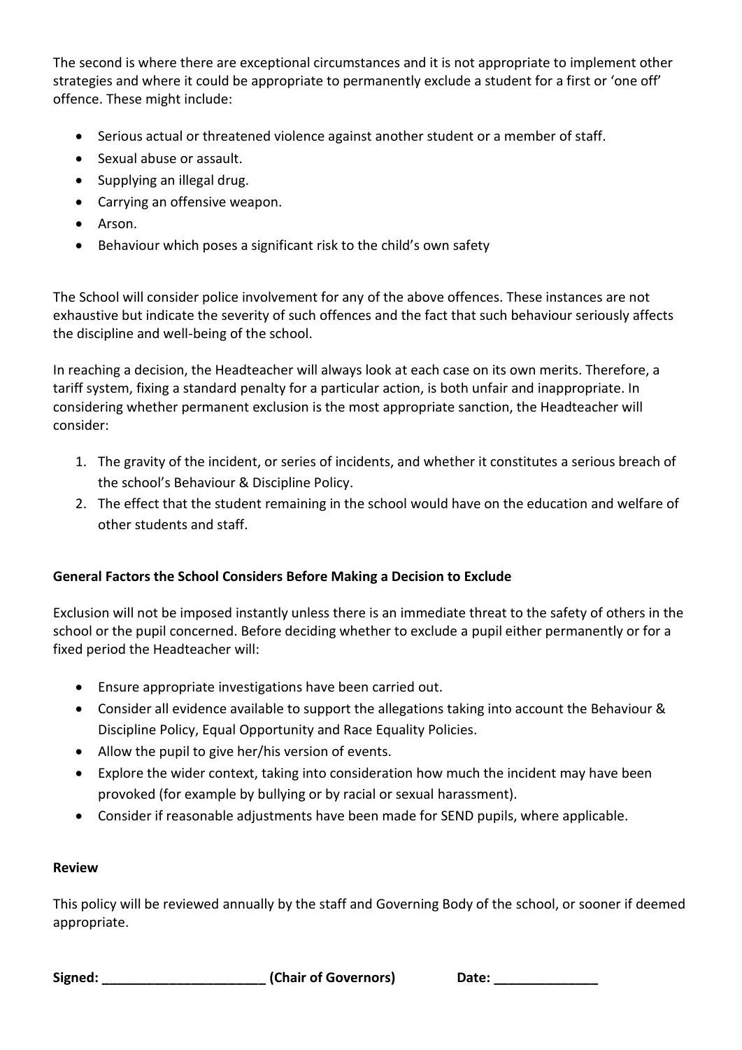The second is where there are exceptional circumstances and it is not appropriate to implement other strategies and where it could be appropriate to permanently exclude a student for a first or 'one off' offence. These might include:

- Serious actual or threatened violence against another student or a member of staff.
- Sexual abuse or assault.
- Supplying an illegal drug.
- Carrying an offensive weapon.
- Arson.
- Behaviour which poses a significant risk to the child's own safety

The School will consider police involvement for any of the above offences. These instances are not exhaustive but indicate the severity of such offences and the fact that such behaviour seriously affects the discipline and well-being of the school.

In reaching a decision, the Headteacher will always look at each case on its own merits. Therefore, a tariff system, fixing a standard penalty for a particular action, is both unfair and inappropriate. In considering whether permanent exclusion is the most appropriate sanction, the Headteacher will consider:

1. The gravity of the incident, or series of incidents, and whether it constitutes a serious breach of the school's Behaviour & Discipline Policy.
2. The effect that the student remaining in the school would have on the education and welfare of other students and staff.

**General Factors the School Considers Before Making a Decision to Exclude**

Exclusion will not be imposed instantly unless there is an immediate threat to the safety of others in the school or the pupil concerned. Before deciding whether to exclude a pupil either permanently or for a fixed period the Headteacher will:

- Ensure appropriate investigations have been carried out.
- Consider all evidence available to support the allegations taking into account the Behaviour & Discipline Policy, Equal Opportunity and Race Equality Policies.
- Allow the pupil to give her/his version of events.
- Explore the wider context, taking into consideration how much the incident may have been provoked (for example by bullying or by racial or sexual harassment).
- Consider if reasonable adjustments have been made for SEND pupils, where applicable.

**Review**

This policy will be reviewed annually by the staff and Governing Body of the school, or sooner if deemed appropriate.

**Signed: ______________________ (Chair of Governors)** **Date: ______________**